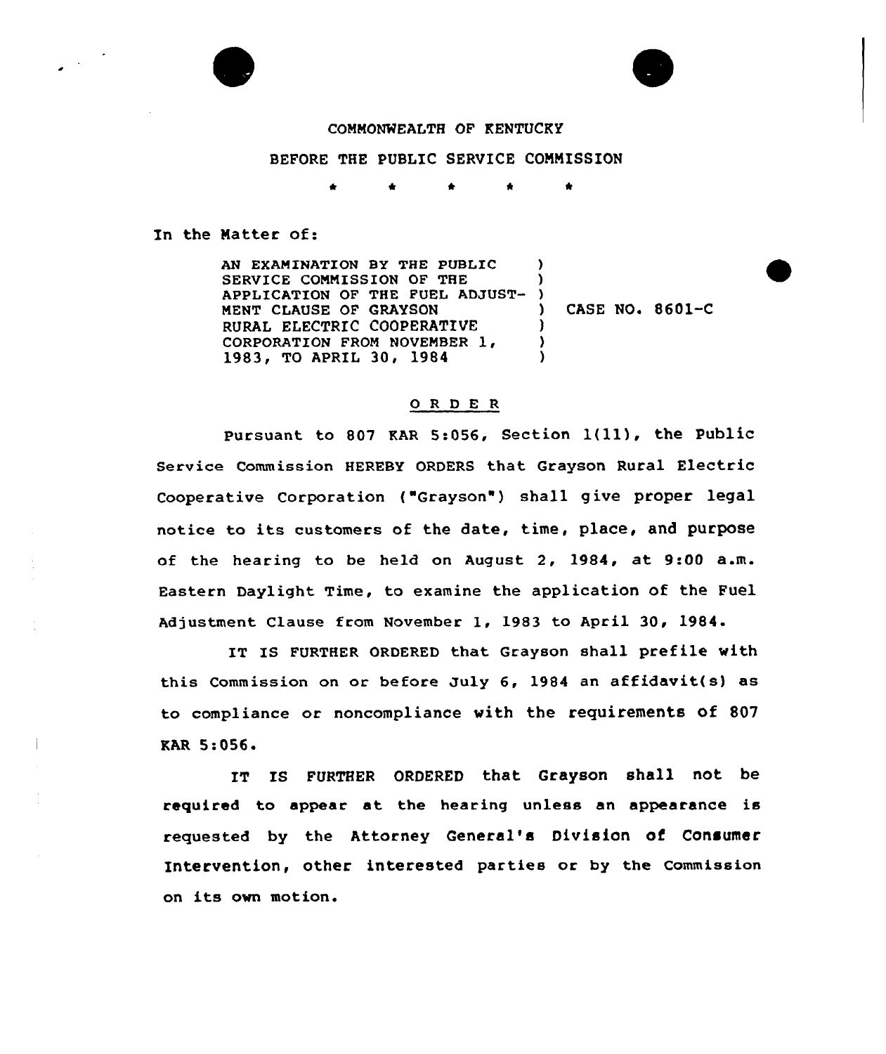COMMONWEALTH OF KENTUCKY

BEFORE THE PUBLIC SERVICE COMMISSION

\* \* \* \* \*

In the Matter of:

| | | |
|---|---|---|
| AN EXAMINATION BY THE PUBLIC SERVICE COMMISSION OF THE APPLICATION OF THE FUEL ADJUSTMENT CLAUSE OF GRAYSON RURAL ELECTRIC COOPERATIVE CORPORATION FROM NOVEMBER 1, 1983, TO APRIL 30, 1984 | ) | CASE NO. 8601-C |

## O R D E R

Pursuant to 807 KAR 5:056, Section 1(11), the Public Service Commission HEREBY ORDERS that Grayson Rural Electric Cooperative Corporation ("Grayson") shall give proper legal notice to its customers of the date, time, place, and purpose of the hearing to be held on August 2, 1984, at 9:00 a.m. Eastern Daylight Time, to examine the application of the Fuel Adjustment Clause from November 1, 1983 to April 30, 1984.

IT IS FURTHER ORDERED that Grayson shall prefile with this Commission on or before July 6, 1984 an affidavit(s) as to compliance or noncompliance with the requirements of 807 KAR 5:056.

IT IS FURTHER ORDERED that Grayson shall not be required to appear at the hearing unless an appearance is requested by the Attorney General's Division of Consumer Intervention, other interested parties or by the Commission on its own motion.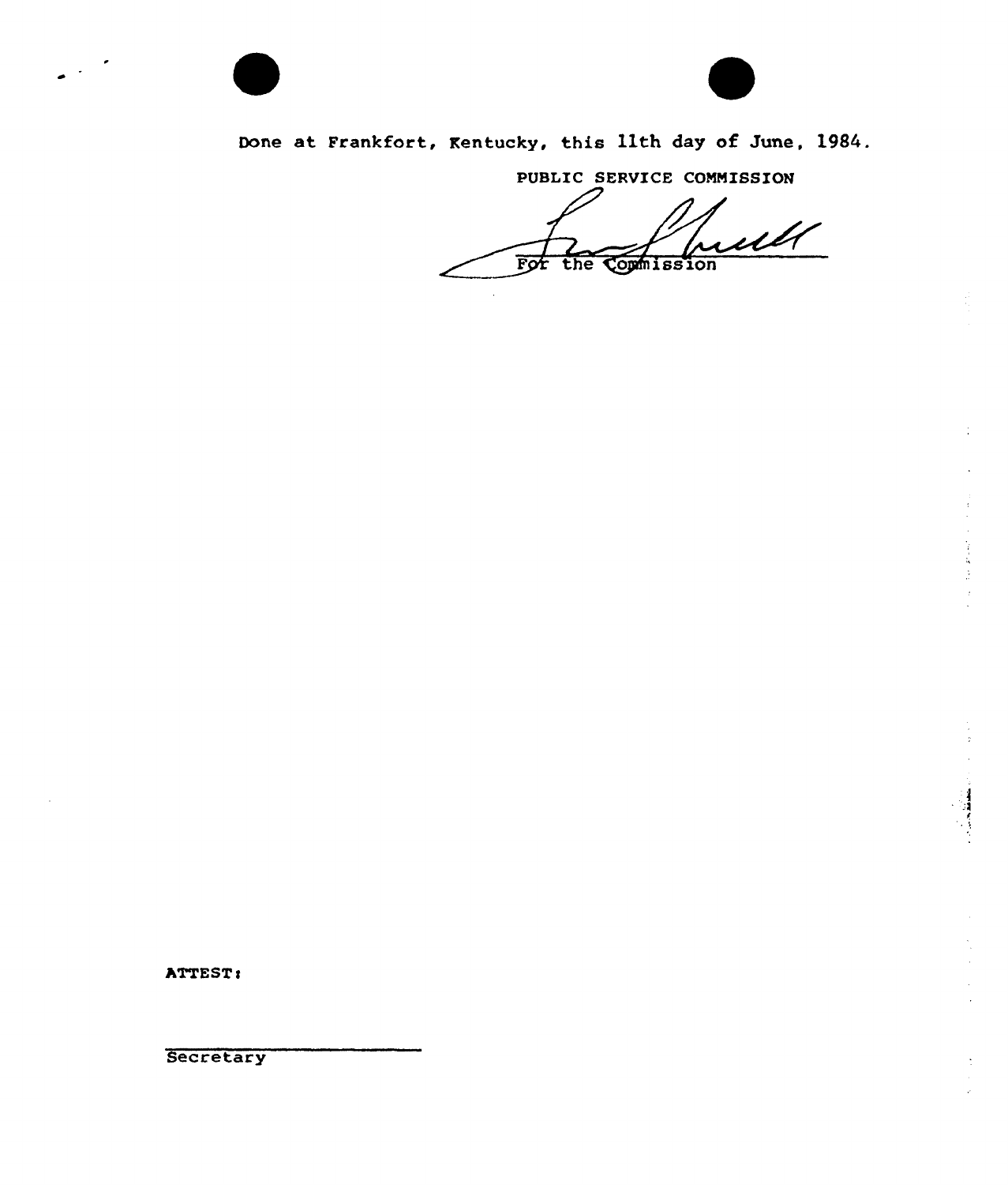Done at Frankfort, Kentucky, this 11th day of June, 1984.

PUBLIC SERVICE COMMISSION

For the Commission

ATTEST:

Secretary